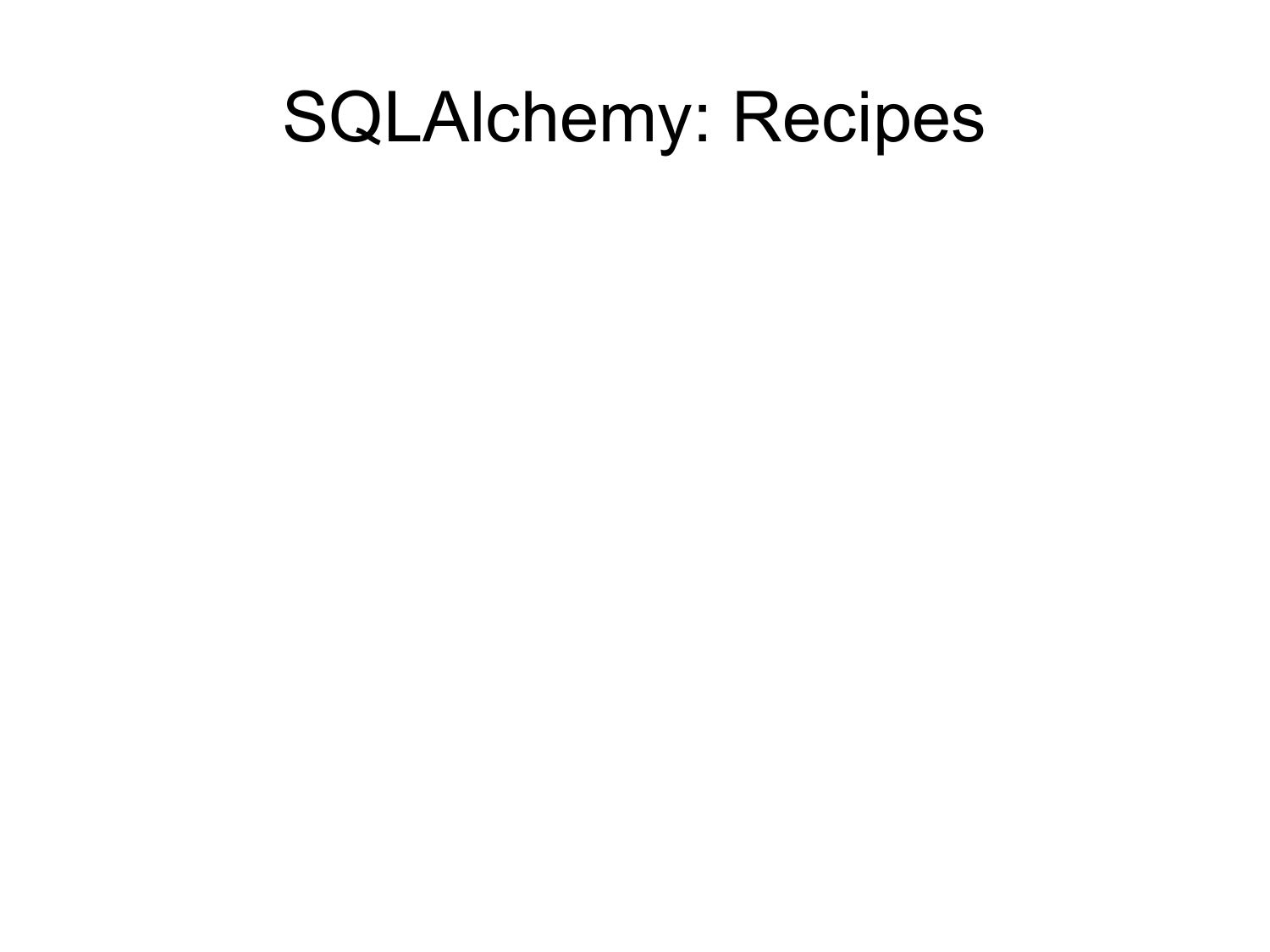# SQLAlchemy: Recipes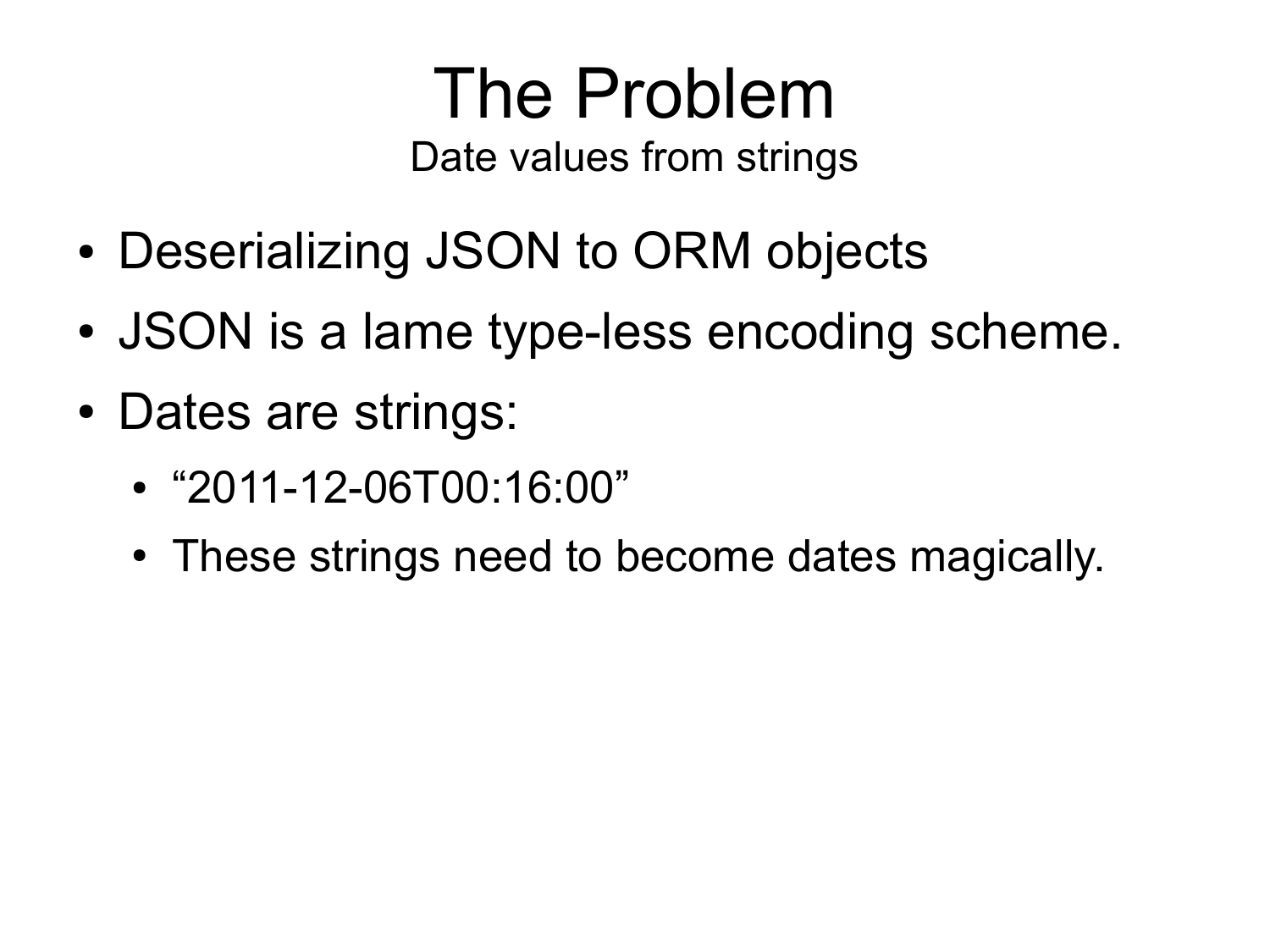# The Problem

## Date values from strings

- Deserializing JSON to ORM objects
- JSON is a lame type-less encoding scheme.
- Dates are strings:
  - “2011-12-06T00:16:00”
  - These strings need to become dates magically.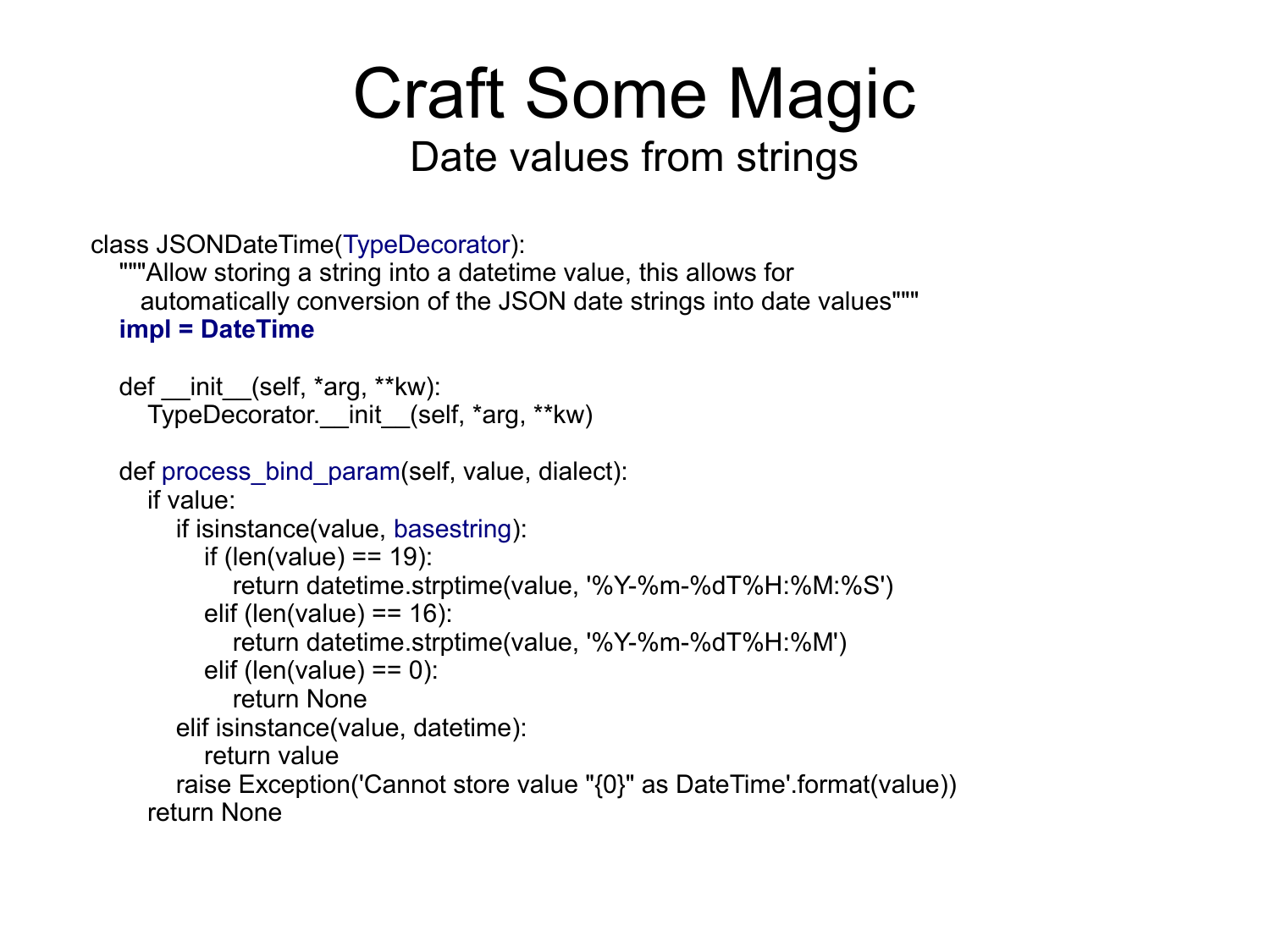# Craft Some Magic

## Date values from strings

```
class JSONDateTime(TypeDecorator):
    """Allow storing a string into a datetime value, this allows for
      automatically conversion of the JSON date strings into date values"""
    impl = DateTime

    def __init__(self, *arg, **kw):
        TypeDecorator.__init__(self, *arg, **kw)

    def process_bind_param(self, value, dialect):
        if value:
            if isinstance(value, basestring):
                if (len(value) == 19):
                    return datetime.strptime(value, '%Y-%m-%dT%H:%M:%S')
                elif (len(value) == 16):
                    return datetime.strptime(value, '%Y-%m-%dT%H:%M')
                elif (len(value) == 0):
                    return None
            elif isinstance(value, datetime):
                return value
            raise Exception('Cannot store value "{0}" as DateTime'.format(value))
        return None
```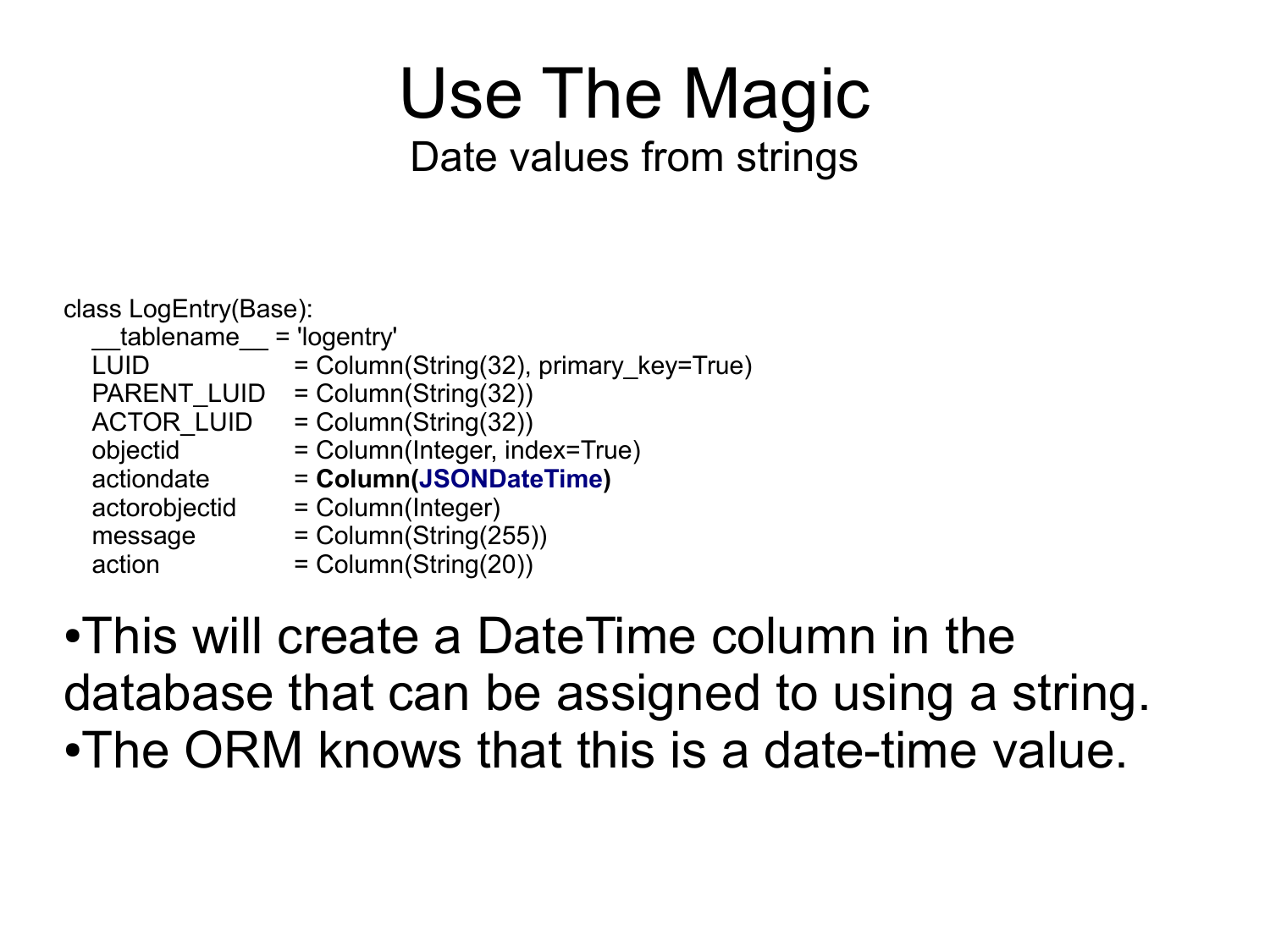# Use The Magic

## Date values from strings

```
class LogEntry(Base):
    __tablename__ = 'logentry'
    LUID            = Column(String(32), primary_key=True)
    PARENT_LUID     = Column(String(32))
    ACTOR_LUID      = Column(String(32))
    objectid        = Column(Integer, index=True)
    actiondate      = Column(JSONDateTime)
    actorobjectid   = Column(Integer)
    message         = Column(String(255))
    action          = Column(String(20))
```

- This will create a DateTime column in the database that can be assigned to using a string.
- The ORM knows that this is a date-time value.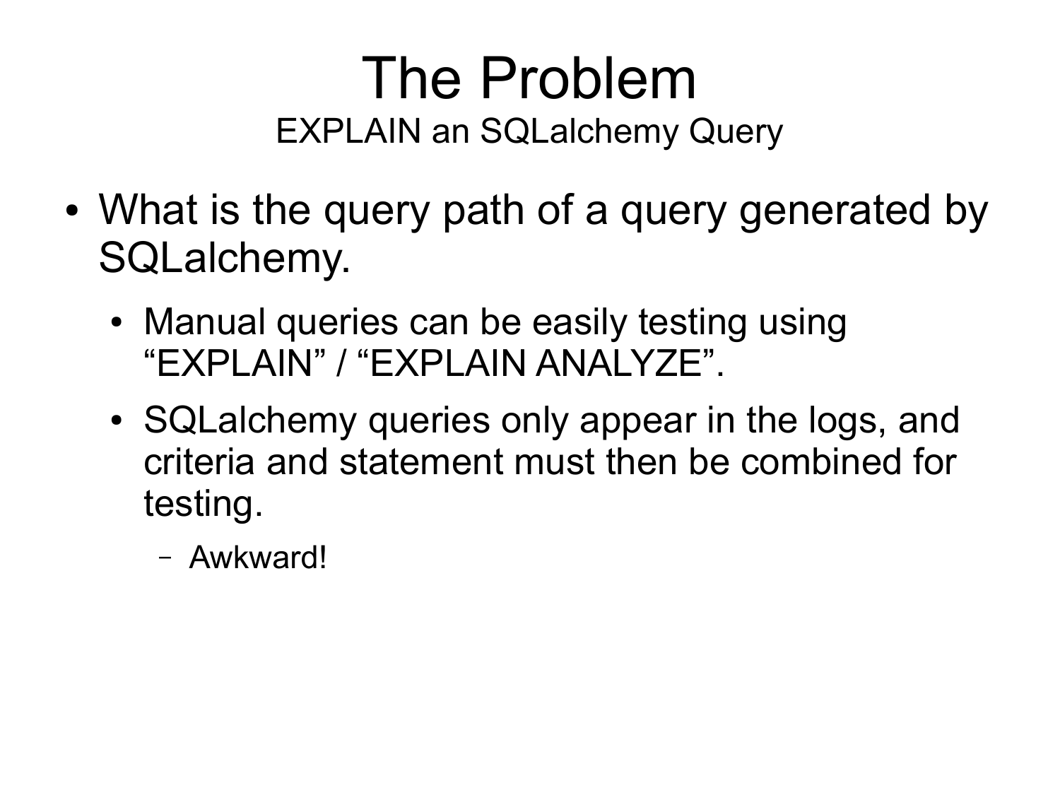# The Problem

## EXPLAIN an SQLalchemy Query

- What is the query path of a query generated by SQLalchemy.
  - Manual queries can be easily testing using “EXPLAIN” / “EXPLAIN ANALYZE”.
  - SQLalchemy queries only appear in the logs, and criteria and statement must then be combined for testing.
    - Awkward!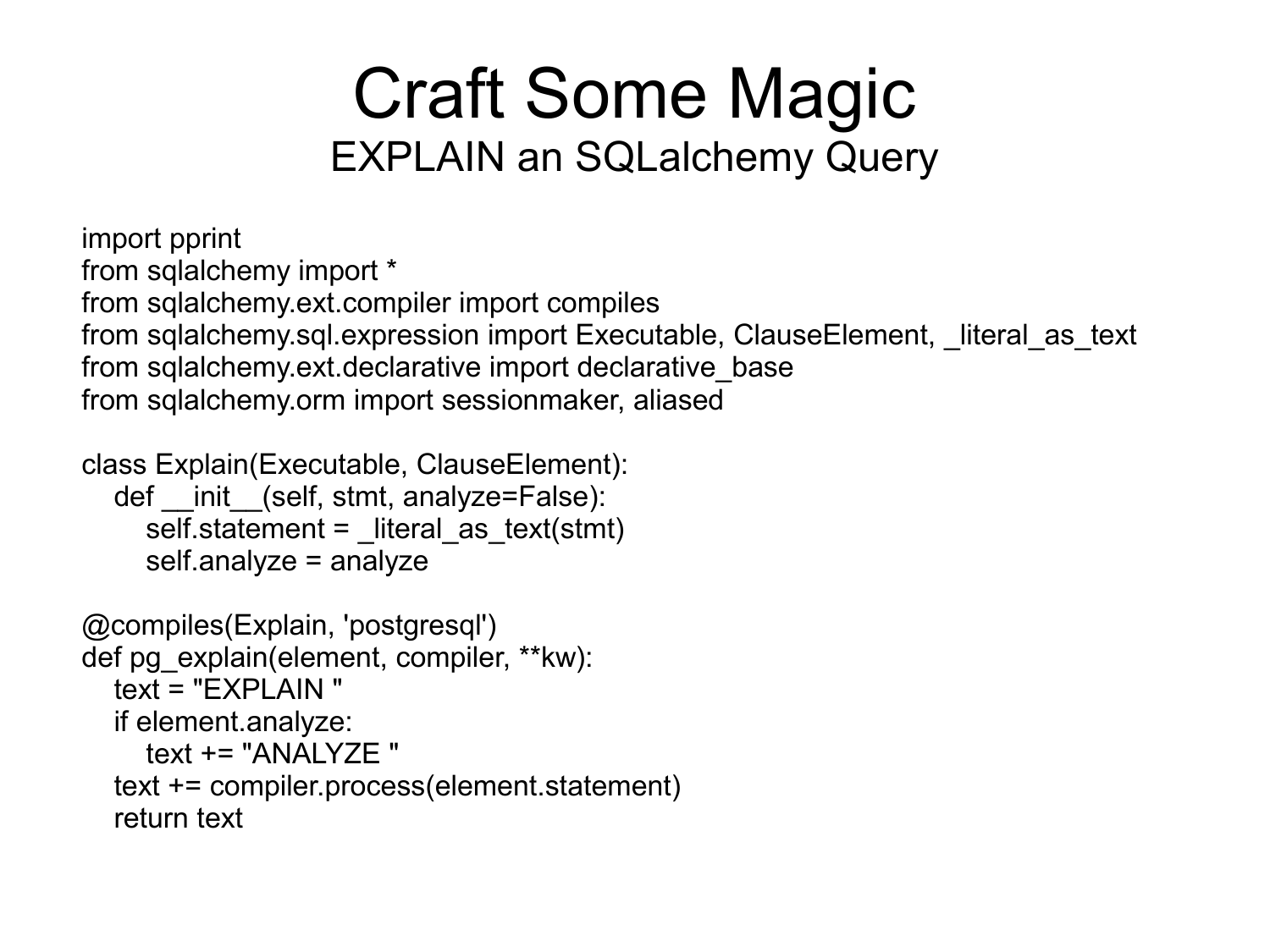# Craft Some Magic

## EXPLAIN an SQLalchemy Query

```
import pprint
from sqlalchemy import *
from sqlalchemy.ext.compiler import compiles
from sqlalchemy.sql.expression import Executable, ClauseElement, _literal_as_text
from sqlalchemy.ext.declarative import declarative_base
from sqlalchemy.orm import sessionmaker, aliased

class Explain(Executable, ClauseElement):
    def __init__(self, stmt, analyze=False):
        self.statement = _literal_as_text(stmt)
        self.analyze = analyze

@compiles(Explain, 'postgresql')
def pg_explain(element, compiler, **kw):
    text = "EXPLAIN "
    if element.analyze:
        text += "ANALYZE "
    text += compiler.process(element.statement)
    return text
```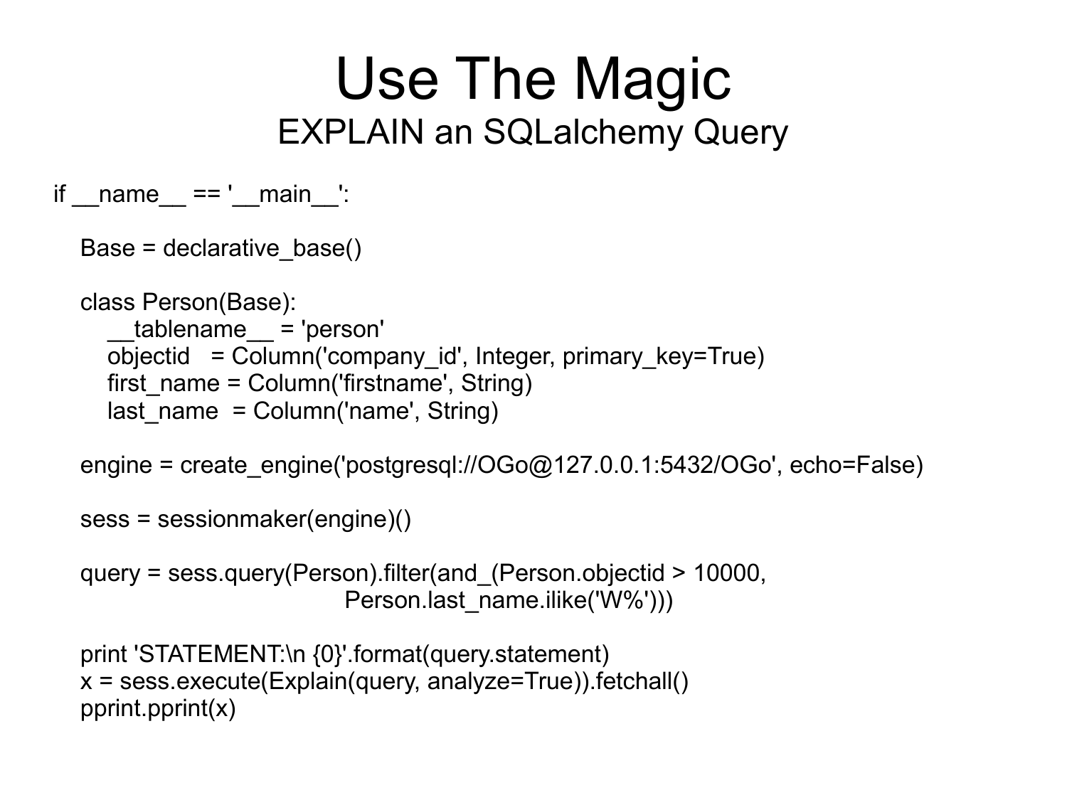# Use The Magic

## EXPLAIN an SQLalchemy Query

```
if __name__ == '__main__':

    Base = declarative_base()

    class Person(Base):
        __tablename__ = 'person'
        objectid   = Column('company_id', Integer, primary_key=True)
        first_name = Column('firstname', String)
        last_name  = Column('name', String)

    engine = create_engine('postgresql://OGo@127.0.0.1:5432/OGo', echo=False)

    sess = sessionmaker(engine)()

    query = sess.query(Person).filter(and_(Person.objectid > 10000,
                                           Person.last_name.ilike('W%')))

    print 'STATEMENT:\n {0}'.format(query.statement)
    x = sess.execute(Explain(query, analyze=True)).fetchall()
    pprint.pprint(x)
```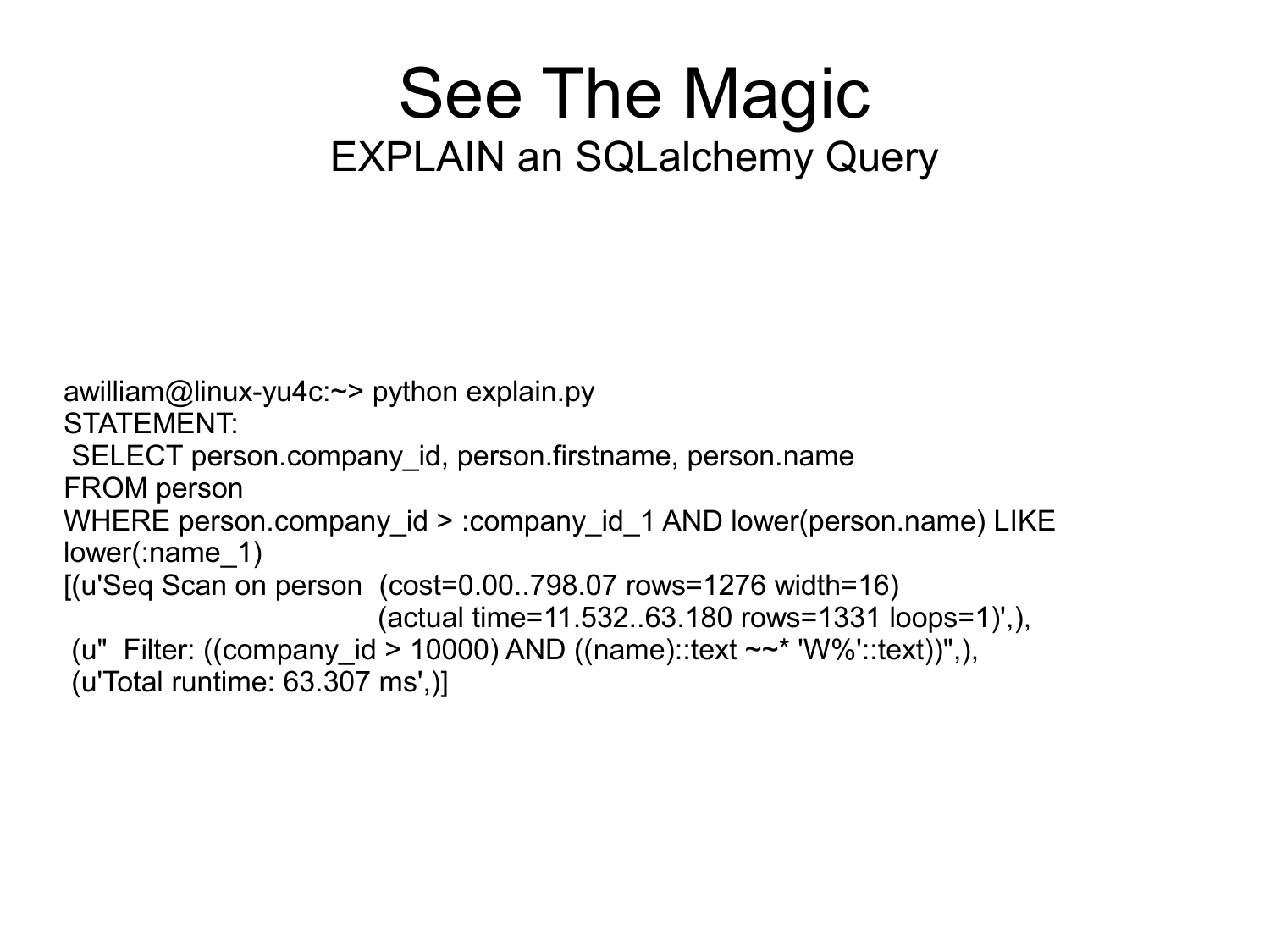# See The Magic

## EXPLAIN an SQLalchemy Query

```
awilliam@linux-yu4c:~> python explain.py
STATEMENT:
 SELECT person.company_id, person.firstname, person.name
FROM person
WHERE person.company_id > :company_id_1 AND lower(person.name) LIKE
lower(:name_1)
[(u'Seq Scan on person  (cost=0.00..798.07 rows=1276 width=16)
                        (actual time=11.532..63.180 rows=1331 loops=1)',),
 (u"  Filter: ((company_id > 10000) AND ((name)::text ~~* 'W%'::text))",),
 (u'Total runtime: 63.307 ms',)]
```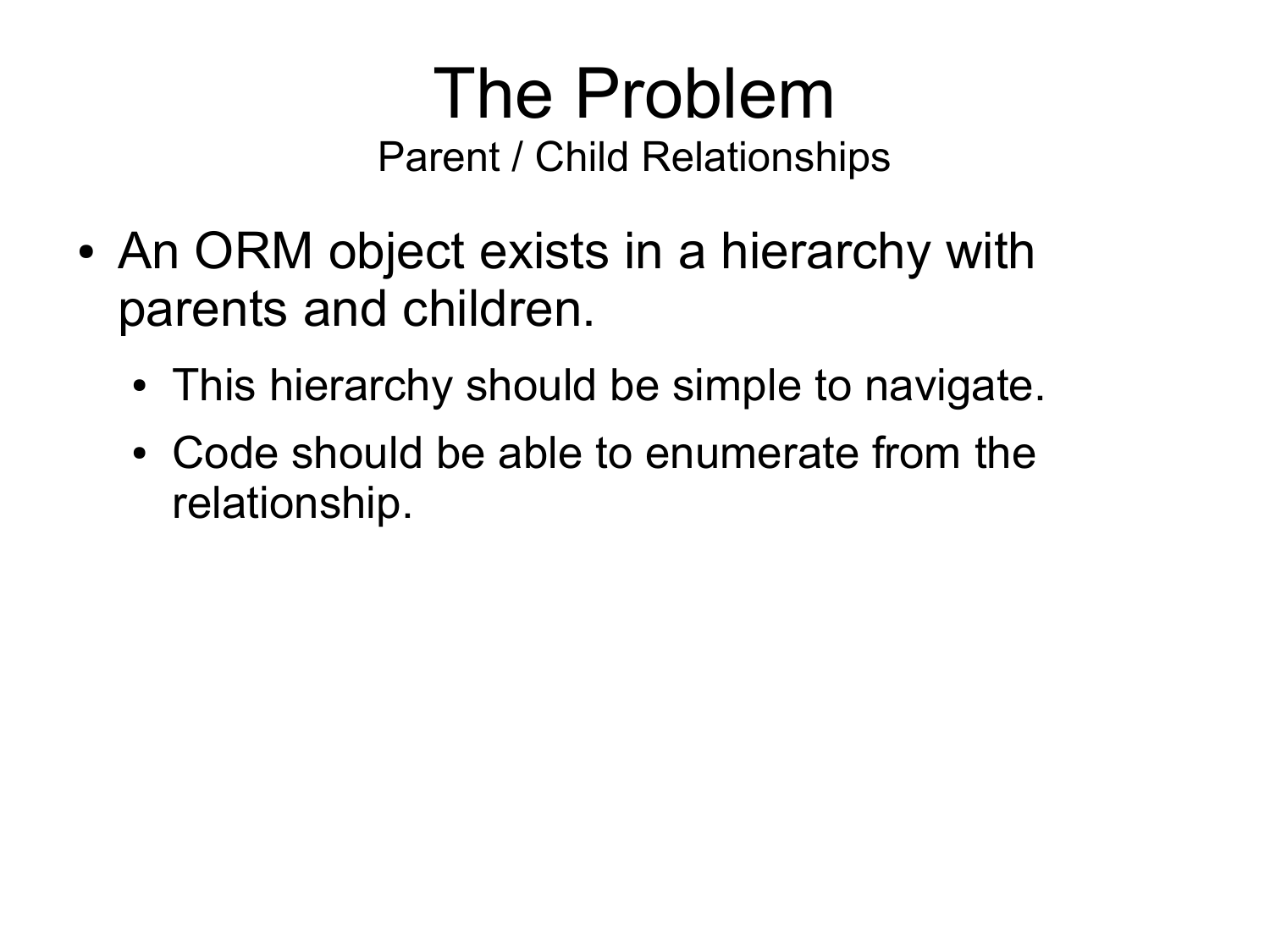# The Problem

## Parent / Child Relationships

- An ORM object exists in a hierarchy with parents and children.
  - This hierarchy should be simple to navigate.
  - Code should be able to enumerate from the relationship.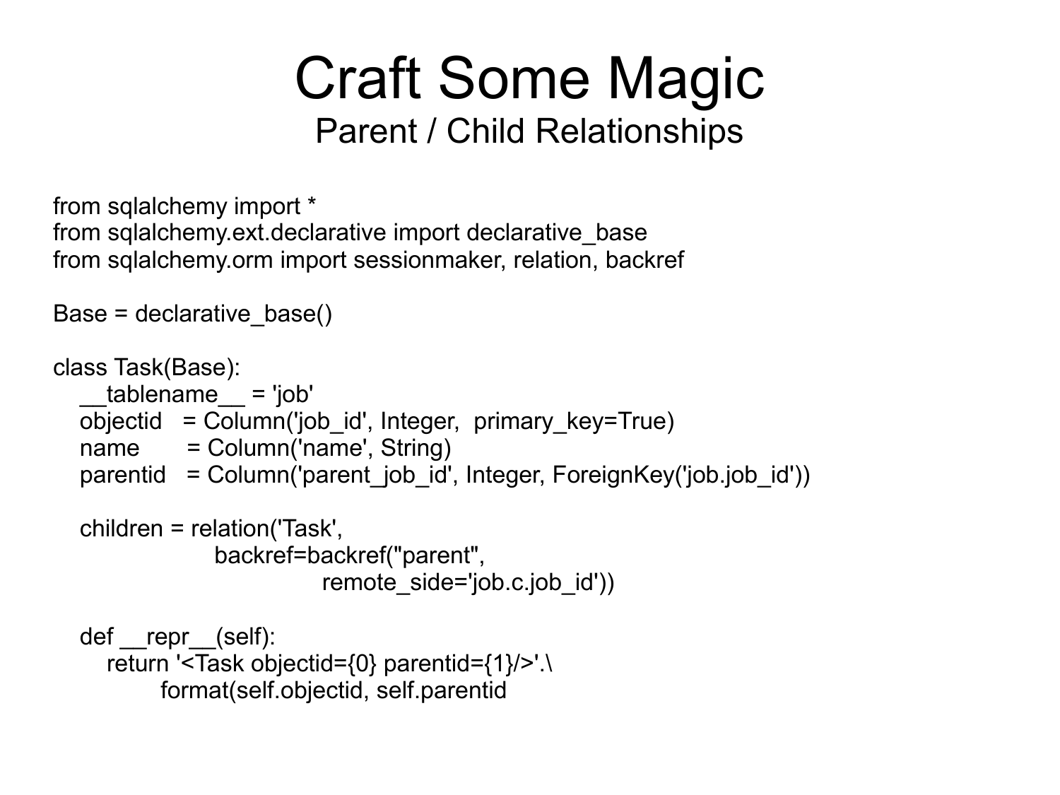# Craft Some Magic

## Parent / Child Relationships

```
from sqlalchemy import *
from sqlalchemy.ext.declarative import declarative_base
from sqlalchemy.orm import sessionmaker, relation, backref

Base = declarative_base()

class Task(Base):
    __tablename__ = 'job'
    objectid   = Column('job_id', Integer,  primary_key=True)
    name       = Column('name', String)
    parentid   = Column('parent_job_id', Integer, ForeignKey('job.job_id'))

    children = relation('Task',
                    backref=backref("parent",
                                remote_side='job.c.job_id'))

    def __repr__(self):
        return '<Task objectid={0} parentid={1}/>'.\
            format(self.objectid, self.parentid
```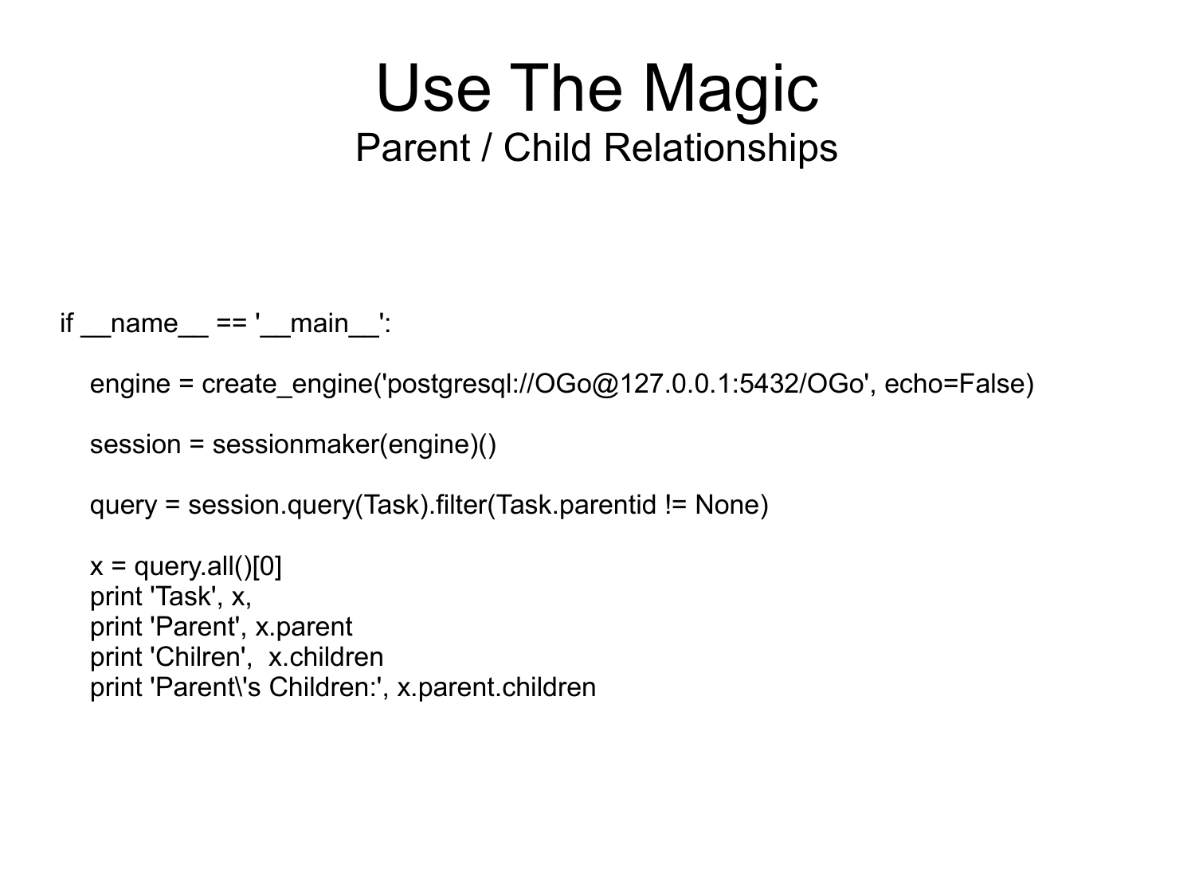# Use The Magic

## Parent / Child Relationships

```
if __name__ == '__main__':

    engine = create_engine('postgresql://OGo@127.0.0.1:5432/OGo', echo=False)

    session = sessionmaker(engine)()

    query = session.query(Task).filter(Task.parentid != None)

    x = query.all()[0]
    print 'Task', x,
    print 'Parent', x.parent
    print 'Chilren',  x.children
    print 'Parent\'s Children:', x.parent.children
```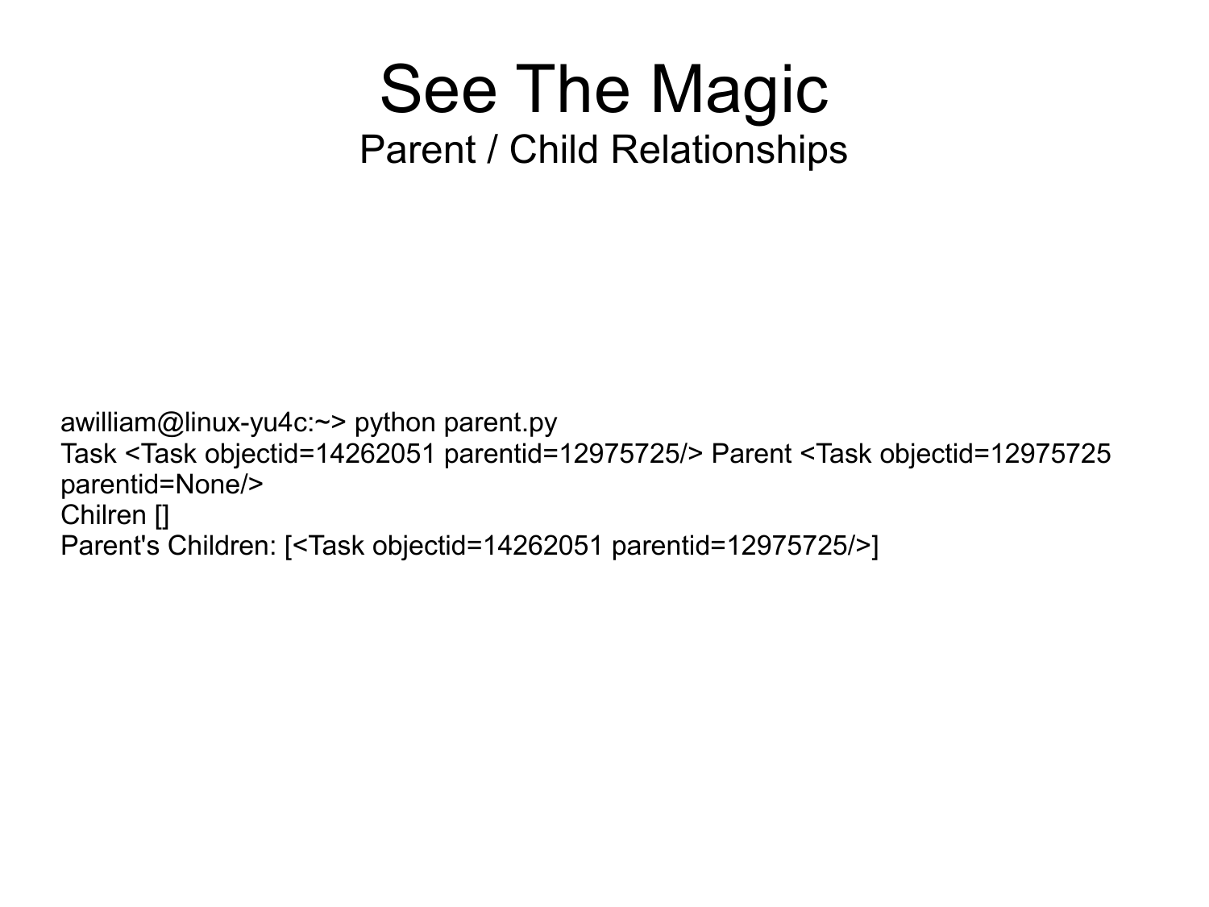# See The Magic

## Parent / Child Relationships

```
awilliam@linux-yu4c:~> python parent.py
Task <Task objectid=14262051 parentid=12975725/> Parent <Task objectid=12975725
parentid=None/>
Chilren []
Parent's Children: [<Task objectid=14262051 parentid=12975725/>]
```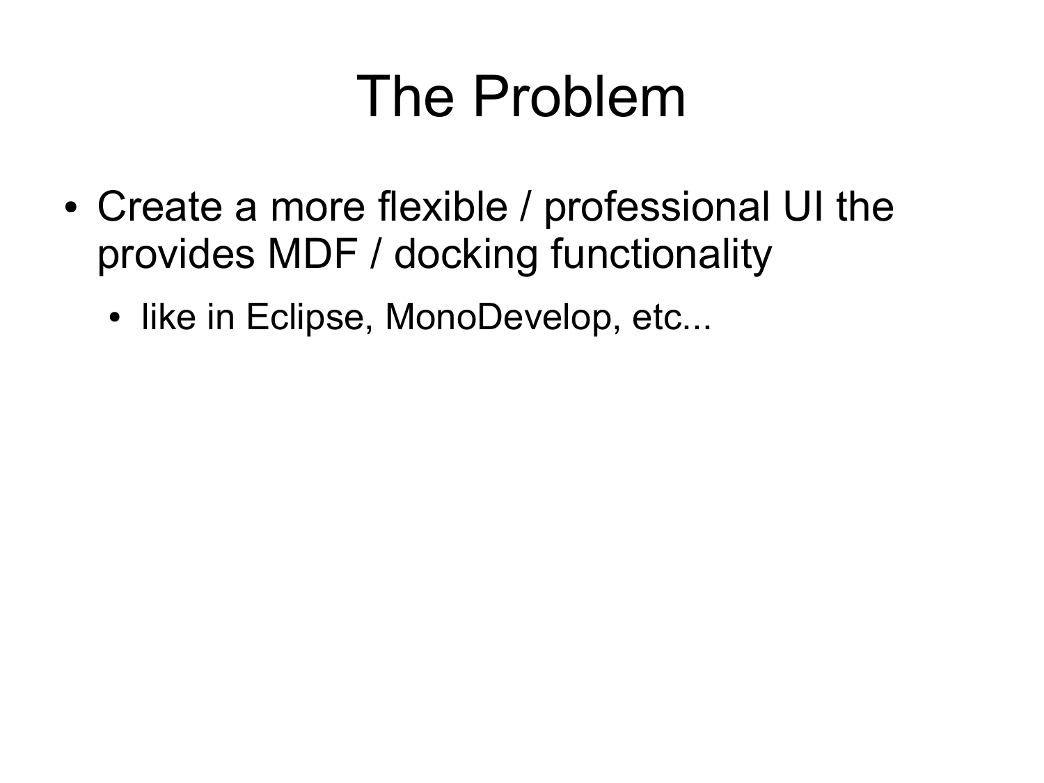# The Problem

- Create a more flexible / professional UI the provides MDF / docking functionality
  - like in Eclipse, MonoDevelop, etc...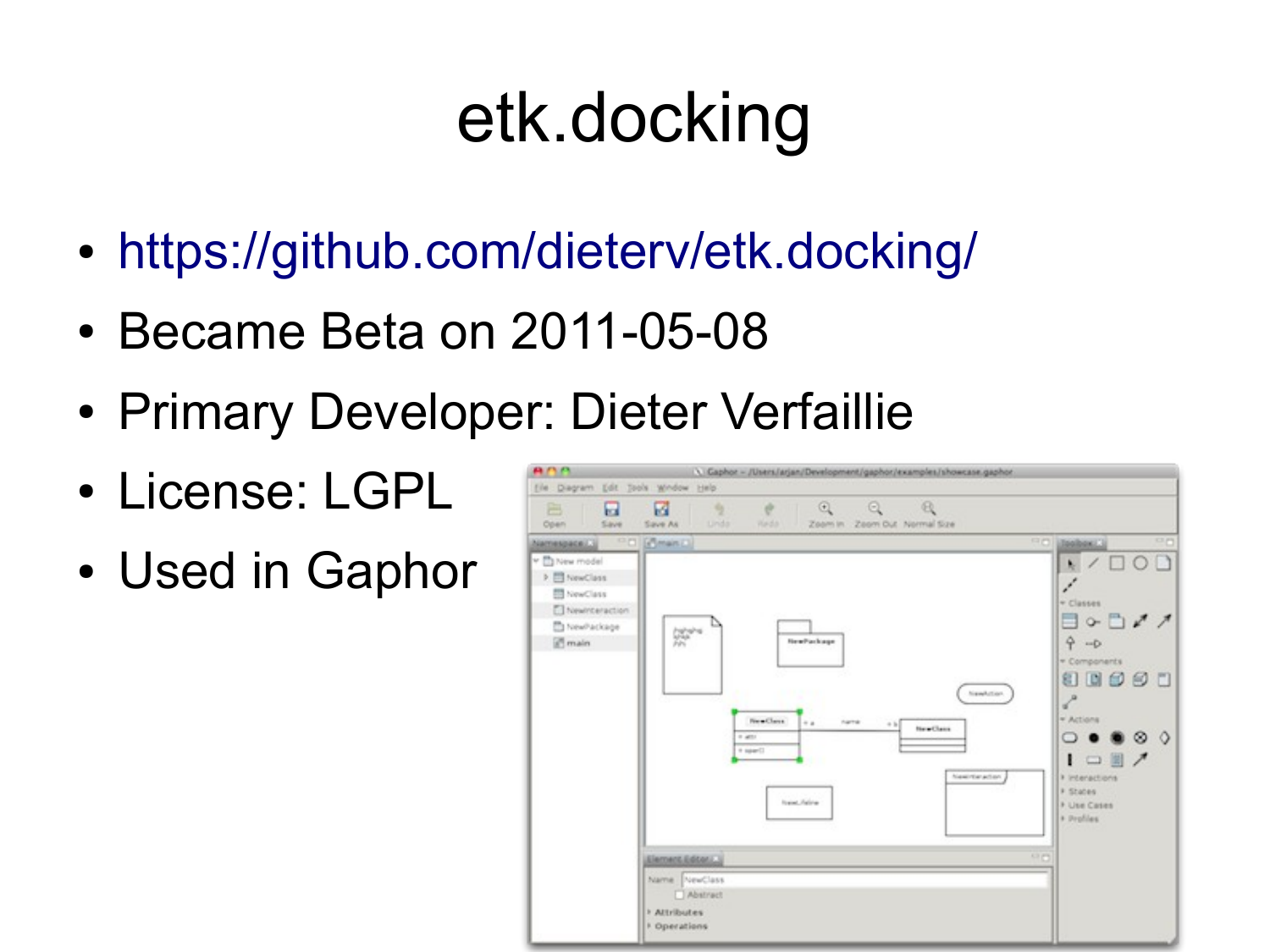# etk.docking

- https://github.com/dieterv/etk.docking/
- Became Beta on 2011-05-08
- Primary Developer: Dieter Verfaillie
- License: LGPL
- Used in Gaphor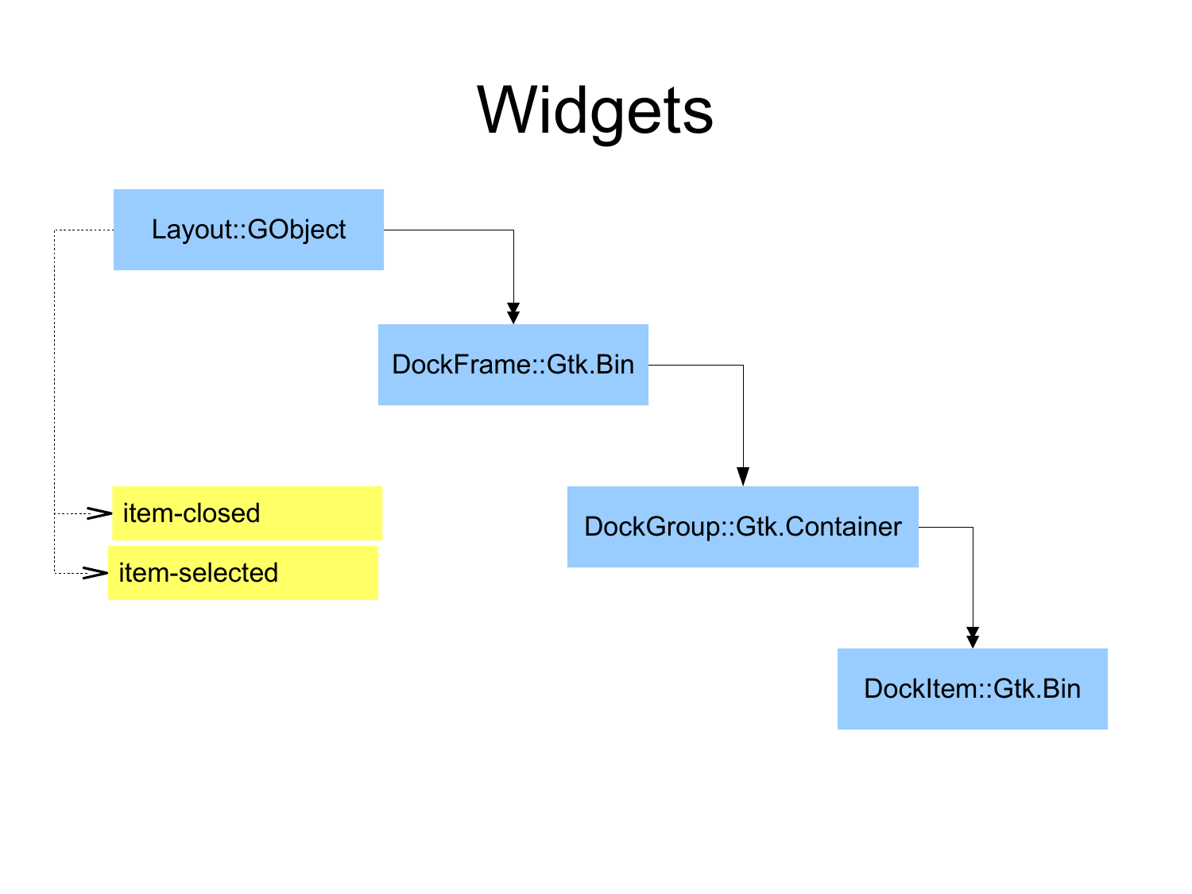# Widgets

Layout::GObject

DockFrame::Gtk.Bin

DockGroup::Gtk.Container

DockItem::Gtk.Bin

item-closed

item-selected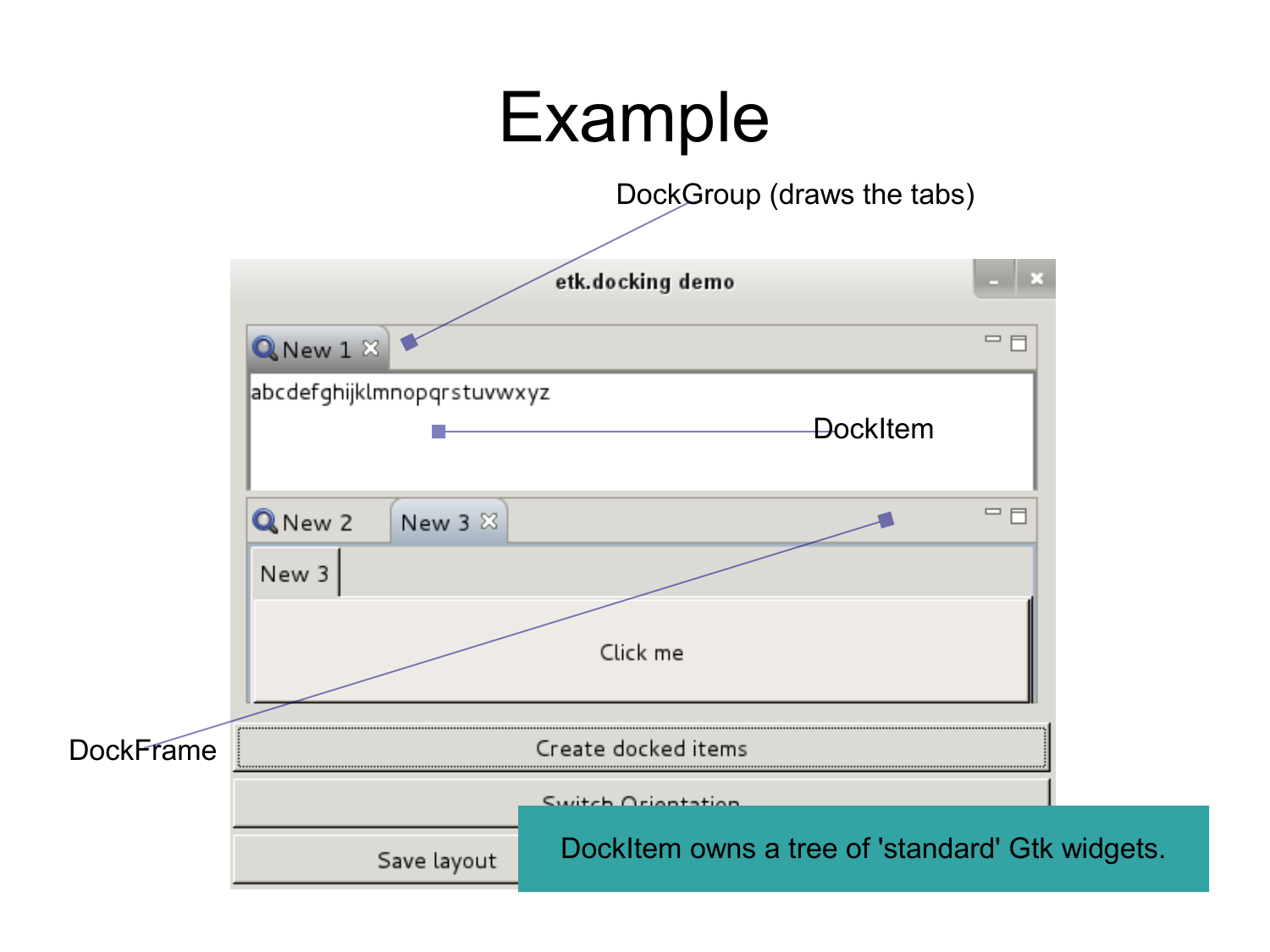# Example

DockGroup (draws the tabs)

etk.docking demo

New 1

abcdefghijklmnopqrstuvwxyz

DockItem

New 2

New 3

New 3

Click me

DockFrame

Create docked items

Switch Orientation

Save layout

DockItem owns a tree of 'standard' Gtk widgets.